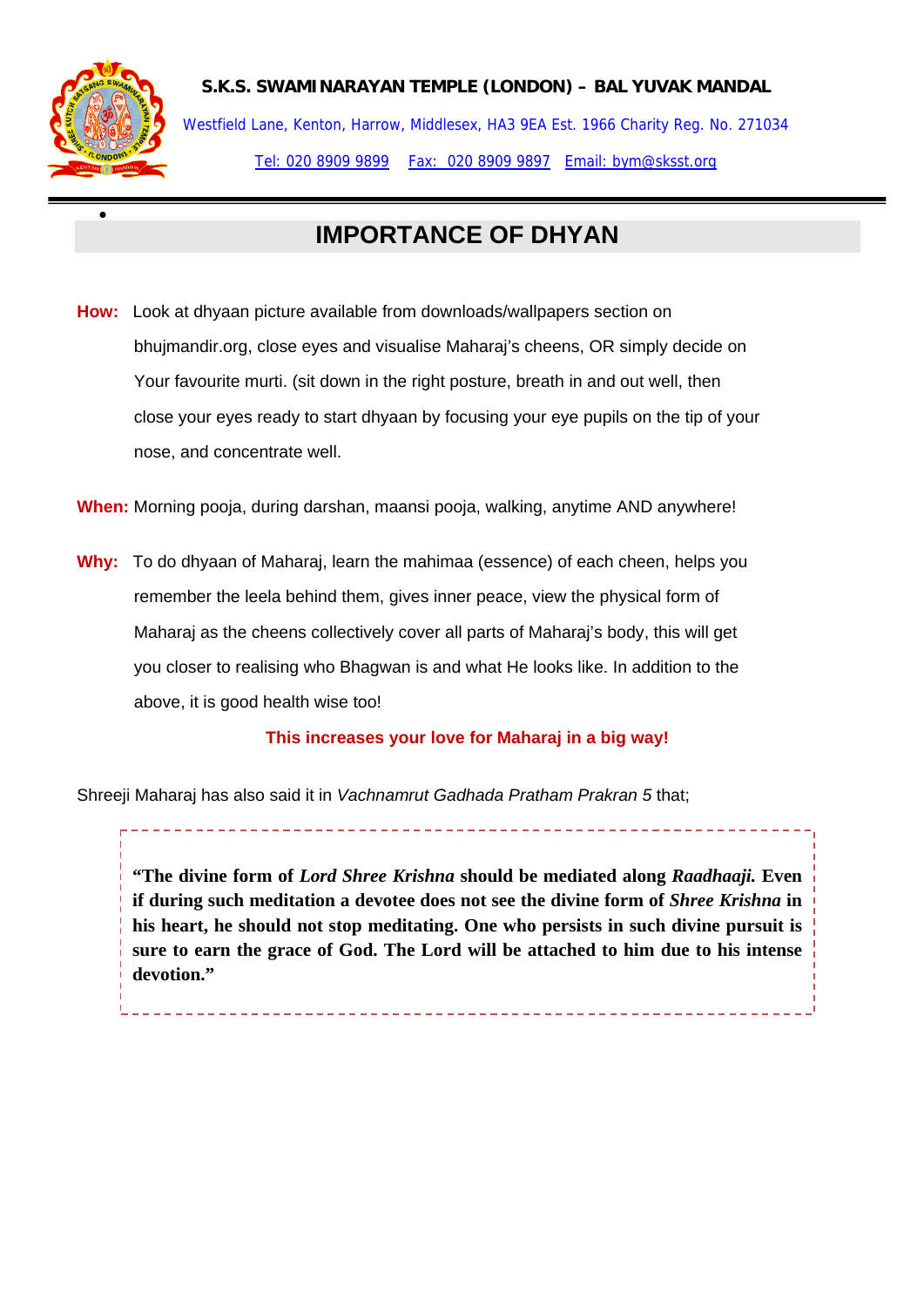**S.K.S. SWAMINARAYAN TEMPLE (LONDON) – BAL YUVAK MANDAL**

Westfield Lane, Kenton, Harrow, Middlesex, HA3 9EA Est. 1966 Charity Reg. No. 271034

Tel: 020 8909 9899 Fax: 020 8909 9897 Email: bym@sksst.org

# IMPORTANCE OF DHYAN

**How:** Look at dhyaan picture available from downloads/wallpapers section on bhujmandir.org, close eyes and visualise Maharaj's cheens, OR simply decide on Your favourite murti. (sit down in the right posture, breath in and out well, then close your eyes ready to start dhyaan by focusing your eye pupils on the tip of your nose, and concentrate well.

**When:** Morning pooja, during darshan, maansi pooja, walking, anytime AND anywhere!

**Why:** To do dhyaan of Maharaj, learn the mahimaa (essence) of each cheen, helps you remember the leela behind them, gives inner peace, view the physical form of Maharaj as the cheens collectively cover all parts of Maharaj's body, this will get you closer to realising who Bhagwan is and what He looks like. In addition to the above, it is good health wise too!

**This increases your love for Maharaj in a big way!**

Shreeji Maharaj has also said it in *Vachnamrut Gadhada Pratham Prakran 5* that;

> **"The divine form of *Lord Shree Krishna* should be mediated along *Raadhaaji.* Even if during such meditation a devotee does not see the divine form of *Shree Krishna* in his heart, he should not stop meditating. One who persists in such divine pursuit is sure to earn the grace of God. The Lord will be attached to him due to his intense devotion."**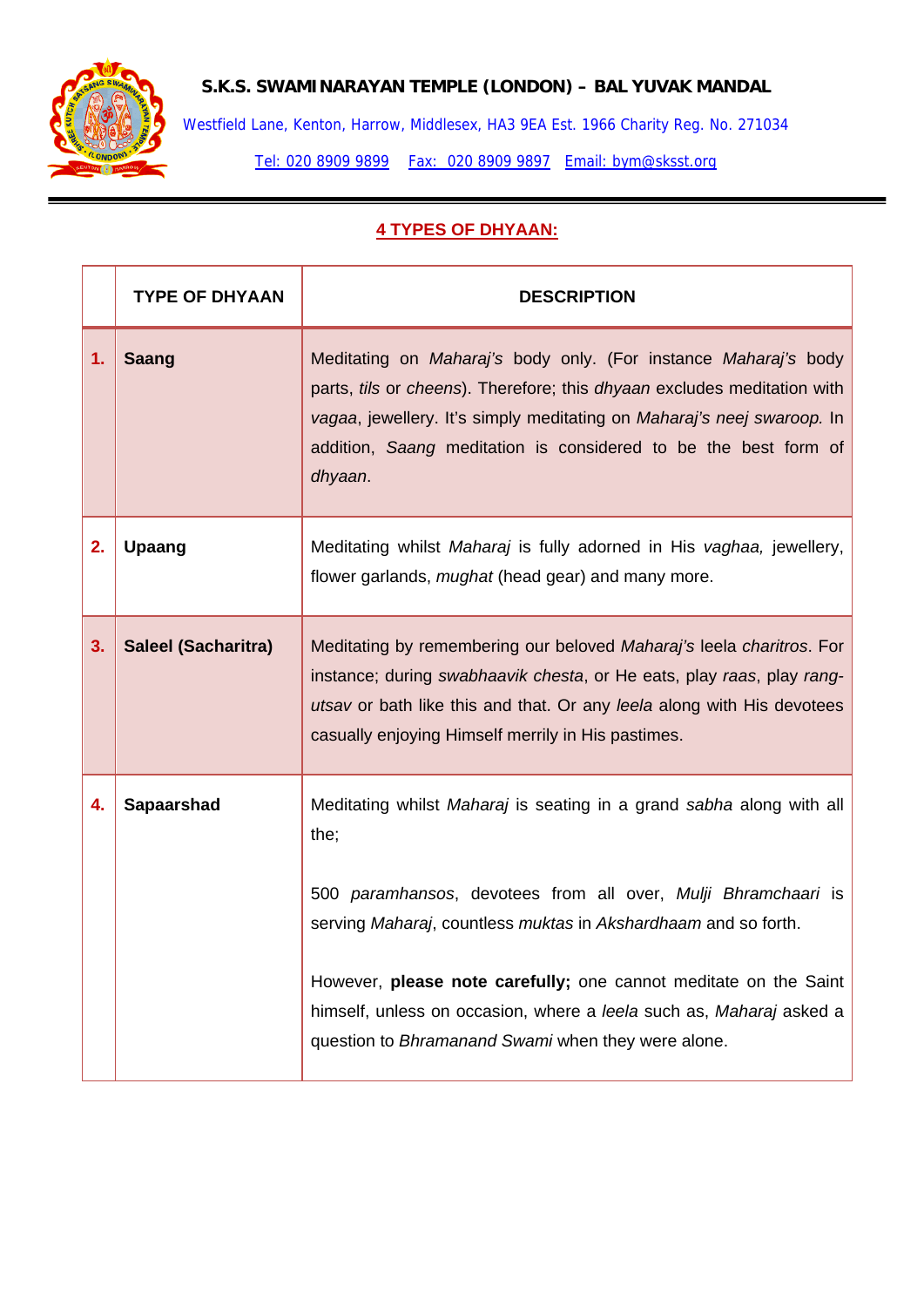**S.K.S. SWAMINARAYAN TEMPLE (LONDON) – BAL YUVAK MANDAL**

Westfield Lane, Kenton, Harrow, Middlesex, HA3 9EA Est. 1966 Charity Reg. No. 271034

Tel: 020 8909 9899 Fax: 020 8909 9897 Email: bym@sksst.org

## 4 TYPES OF DHYAAN:

| | TYPE OF DHYAAN | DESCRIPTION |
|---|---|---|
| **1.** | **Saang** | Meditating on *Maharaj's* body only. (For instance *Maharaj's* body parts, *tils* or *cheens*). Therefore; this *dhyaan* excludes meditation with *vagaa*, jewellery. It's simply meditating on *Maharaj's neej swaroop.* In addition, *Saang* meditation is considered to be the best form of *dhyaan*. |
| **2.** | **Upaang** | Meditating whilst *Maharaj* is fully adorned in His *vaghaa,* jewellery, flower garlands, *mughat* (head gear) and many more. |
| **3.** | **Saleel (Sacharitra)** | Meditating by remembering our beloved *Maharaj's* leela *charitros*. For instance; during *swabhaavik chesta*, or He eats, play *raas*, play *rang-utsav* or bath like this and that. Or any *leela* along with His devotees casually enjoying Himself merrily in His pastimes. |
| **4.** | **Sapaarshad** | Meditating whilst *Maharaj* is seating in a grand *sabha* along with all the;<br><br>500 *paramhansos*, devotees from all over, *Mulji Bhramchaari* is serving *Maharaj*, countless *muktas* in *Akshardhaam* and so forth.<br><br>However, **please note carefully;** one cannot meditate on the Saint himself, unless on occasion, where a *leela* such as, *Maharaj* asked a question to *Bhramanand Swami* when they were alone. |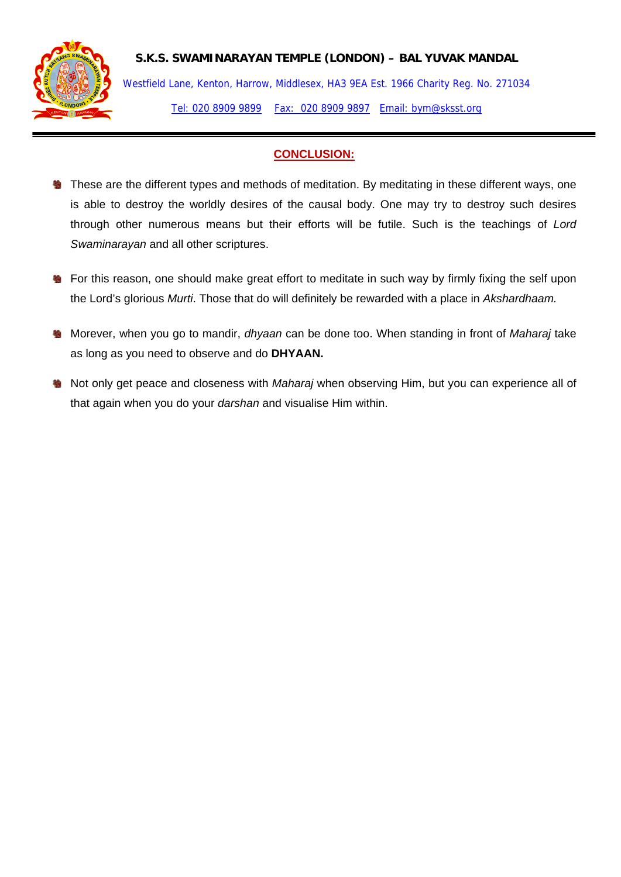## CONCLUSION:

- These are the different types and methods of meditation. By meditating in these different ways, one is able to destroy the worldly desires of the causal body. One may try to destroy such desires through other numerous means but their efforts will be futile. Such is the teachings of *Lord Swaminarayan* and all other scriptures.

- For this reason, one should make great effort to meditate in such way by firmly fixing the self upon the Lord's glorious *Murti*. Those that do will definitely be rewarded with a place in *Akshardhaam.*

- Morever, when you go to mandir, *dhyaan* can be done too. When standing in front of *Maharaj* take as long as you need to observe and do **DHYAAN.**

- Not only get peace and closeness with *Maharaj* when observing Him, but you can experience all of that again when you do your *darshan* and visualise Him within.